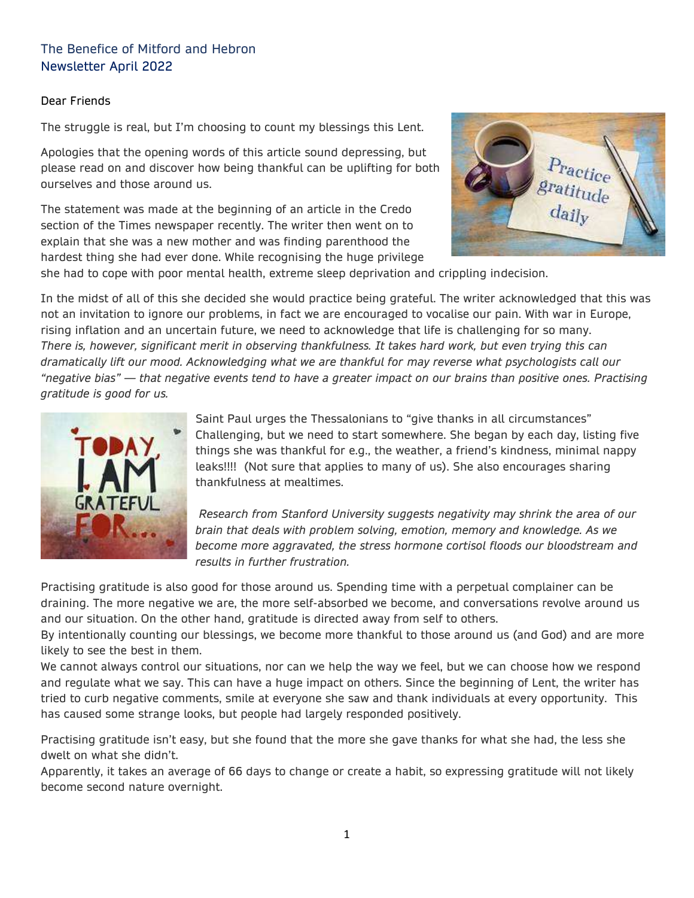The Benefice of Mitford and Hebron
Newsletter April 2022

Dear Friends

The struggle is real, but I'm choosing to count my blessings this Lent.

Apologies that the opening words of this article sound depressing, but please read on and discover how being thankful can be uplifting for both ourselves and those around us.

The statement was made at the beginning of an article in the Credo section of the Times newspaper recently. The writer then went on to explain that she was a new mother and was finding parenthood the hardest thing she had ever done. While recognising the huge privilege she had to cope with poor mental health, extreme sleep deprivation and crippling indecision.

In the midst of all of this she decided she would practice being grateful. The writer acknowledged that this was not an invitation to ignore our problems, in fact we are encouraged to vocalise our pain. With war in Europe, rising inflation and an uncertain future, we need to acknowledge that life is challenging for so many.
*There is, however, significant merit in observing thankfulness. It takes hard work, but even trying this can dramatically lift our mood. Acknowledging what we are thankful for may reverse what psychologists call our "negative bias" — that negative events tend to have a greater impact on our brains than positive ones. Practising gratitude is good for us.*

Saint Paul urges the Thessalonians to "give thanks in all circumstances" Challenging, but we need to start somewhere. She began by each day, listing five things she was thankful for e.g., the weather, a friend's kindness, minimal nappy leaks!!!! (Not sure that applies to many of us). She also encourages sharing thankfulness at mealtimes.

*Research from Stanford University suggests negativity may shrink the area of our brain that deals with problem solving, emotion, memory and knowledge. As we become more aggravated, the stress hormone cortisol floods our bloodstream and results in further frustration.*

Practising gratitude is also good for those around us. Spending time with a perpetual complainer can be draining. The more negative we are, the more self-absorbed we become, and conversations revolve around us and our situation. On the other hand, gratitude is directed away from self to others.
By intentionally counting our blessings, we become more thankful to those around us (and God) and are more likely to see the best in them.
We cannot always control our situations, nor can we help the way we feel, but we can choose how we respond and regulate what we say. This can have a huge impact on others. Since the beginning of Lent, the writer has tried to curb negative comments, smile at everyone she saw and thank individuals at every opportunity. This has caused some strange looks, but people had largely responded positively.

Practising gratitude isn't easy, but she found that the more she gave thanks for what she had, the less she dwelt on what she didn't.
Apparently, it takes an average of 66 days to change or create a habit, so expressing gratitude will not likely become second nature overnight.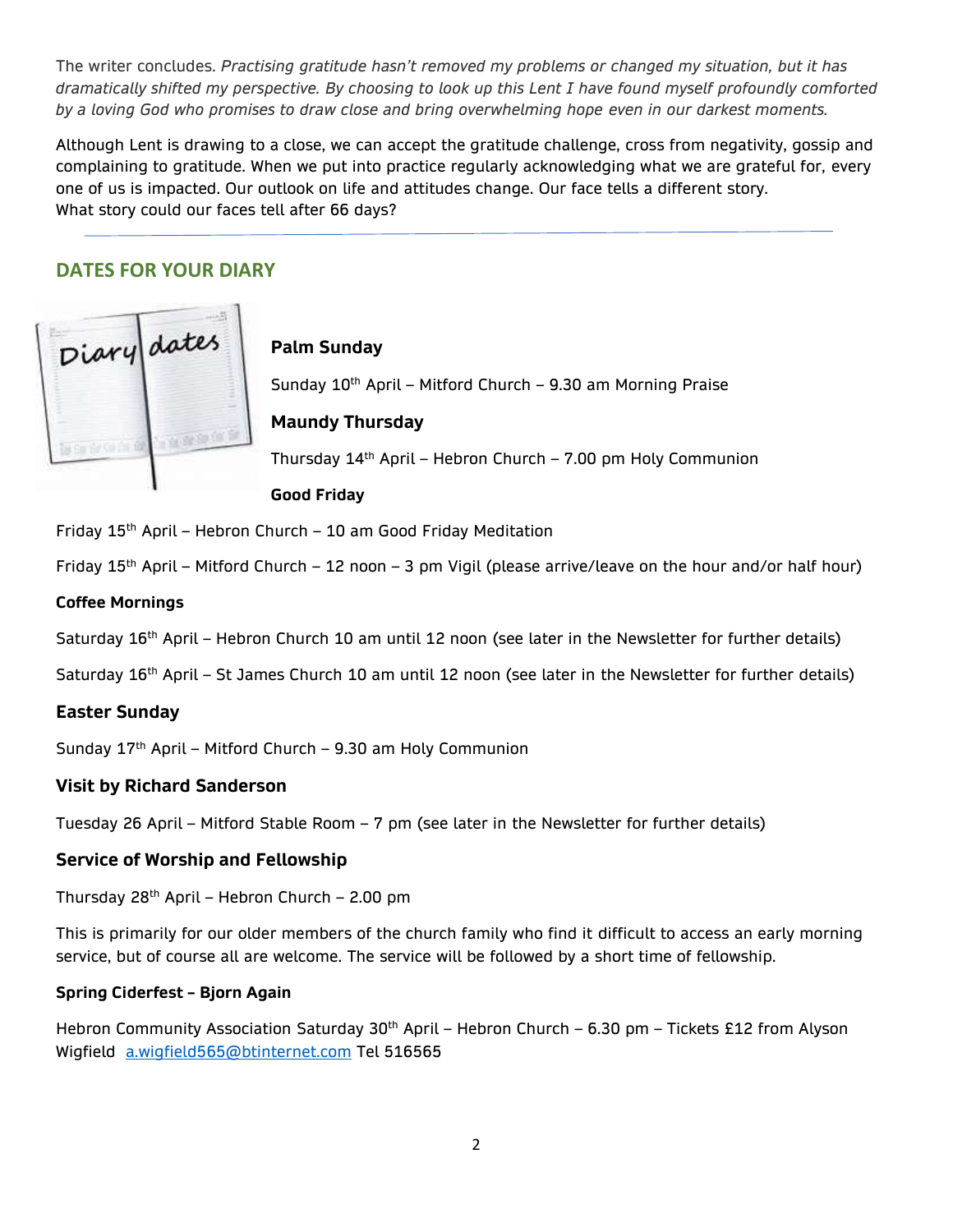The writer concludes. *Practising gratitude hasn't removed my problems or changed my situation, but it has dramatically shifted my perspective. By choosing to look up this Lent I have found myself profoundly comforted by a loving God who promises to draw close and bring overwhelming hope even in our darkest moments.*

Although Lent is drawing to a close, we can accept the gratitude challenge, cross from negativity, gossip and complaining to gratitude. When we put into practice regularly acknowledging what we are grateful for, every one of us is impacted. Our outlook on life and attitudes change. Our face tells a different story. What story could our faces tell after 66 days?

---

## DATES FOR YOUR DIARY

**Palm Sunday**

Sunday 10th April – Mitford Church – 9.30 am Morning Praise

**Maundy Thursday**

Thursday 14th April – Hebron Church – 7.00 pm Holy Communion

**Good Friday**

Friday 15th April – Hebron Church – 10 am Good Friday Meditation

Friday 15th April – Mitford Church – 12 noon – 3 pm Vigil (please arrive/leave on the hour and/or half hour)

**Coffee Mornings**

Saturday 16th April – Hebron Church 10 am until 12 noon (see later in the Newsletter for further details)

Saturday 16th April – St James Church 10 am until 12 noon (see later in the Newsletter for further details)

**Easter Sunday**

Sunday 17th April – Mitford Church – 9.30 am Holy Communion

**Visit by Richard Sanderson**

Tuesday 26 April – Mitford Stable Room – 7 pm (see later in the Newsletter for further details)

**Service of Worship and Fellowship**

Thursday 28th April – Hebron Church – 2.00 pm

This is primarily for our older members of the church family who find it difficult to access an early morning service, but of course all are welcome. The service will be followed by a short time of fellowship.

**Spring Ciderfest – Bjorn Again**

Hebron Community Association Saturday 30th April – Hebron Church – 6.30 pm – Tickets £12 from Alyson Wigfield a.wigfield565@btinternet.com Tel 516565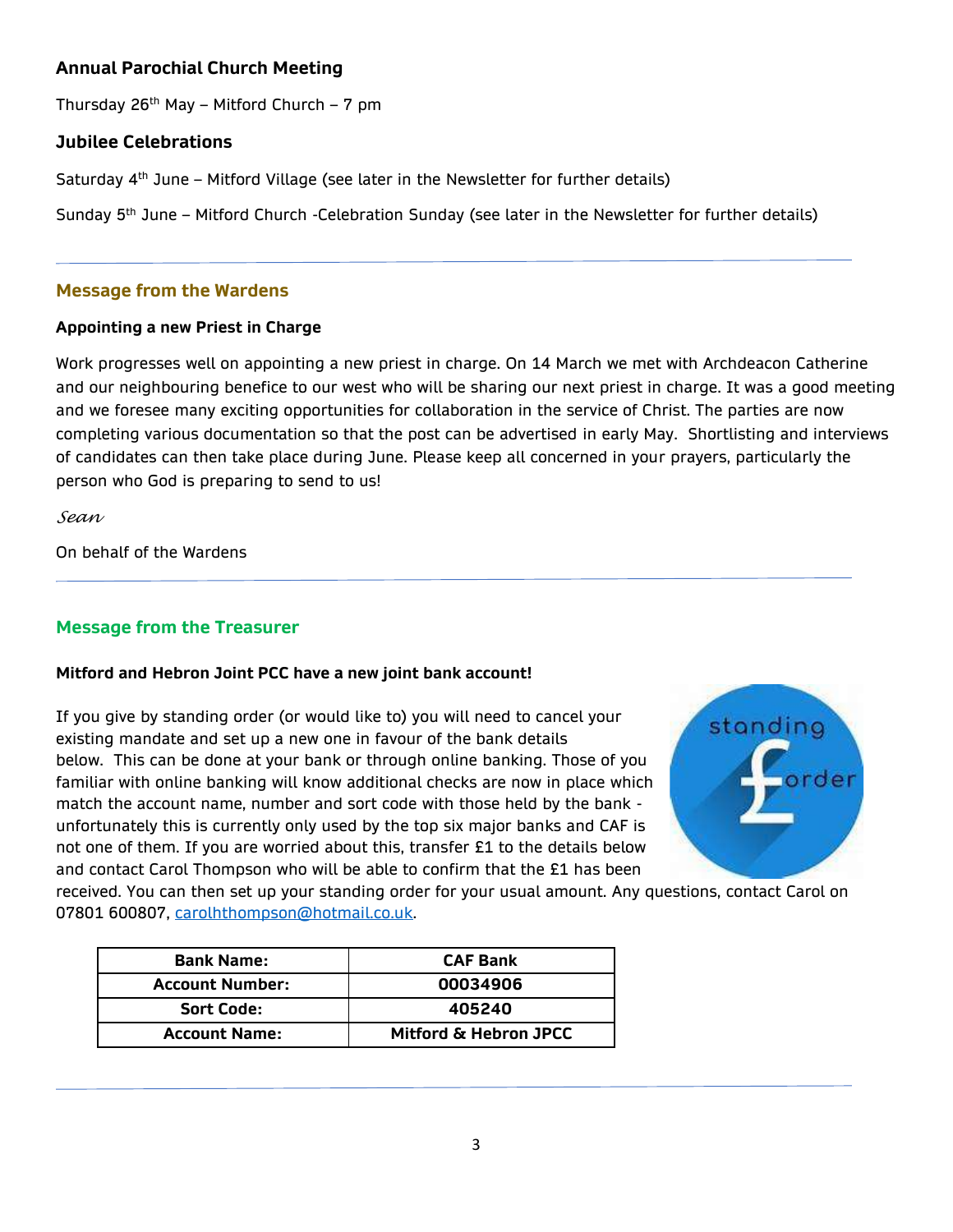### Annual Parochial Church Meeting

Thursday 26th May – Mitford Church – 7 pm

### Jubilee Celebrations

Saturday 4th June – Mitford Village (see later in the Newsletter for further details)

Sunday 5th June – Mitford Church -Celebration Sunday (see later in the Newsletter for further details)

---

## Message from the Wardens

**Appointing a new Priest in Charge**

Work progresses well on appointing a new priest in charge. On 14 March we met with Archdeacon Catherine and our neighbouring benefice to our west who will be sharing our next priest in charge. It was a good meeting and we foresee many exciting opportunities for collaboration in the service of Christ. The parties are now completing various documentation so that the post can be advertised in early May. Shortlisting and interviews of candidates can then take place during June. Please keep all concerned in your prayers, particularly the person who God is preparing to send to us!

*Sean*

On behalf of the Wardens

---

## Message from the Treasurer

**Mitford and Hebron Joint PCC have a new joint bank account!**

If you give by standing order (or would like to) you will need to cancel your existing mandate and set up a new one in favour of the bank details below. This can be done at your bank or through online banking. Those of you familiar with online banking will know additional checks are now in place which match the account name, number and sort code with those held by the bank - unfortunately this is currently only used by the top six major banks and CAF is not one of them. If you are worried about this, transfer £1 to the details below and contact Carol Thompson who will be able to confirm that the £1 has been received. You can then set up your standing order for your usual amount. Any questions, contact Carol on 07801 600807, carolhthompson@hotmail.co.uk.

| Bank Name: | CAF Bank |
|---|---|
| Account Number: | 00034906 |
| Sort Code: | 405240 |
| Account Name: | Mitford & Hebron JPCC |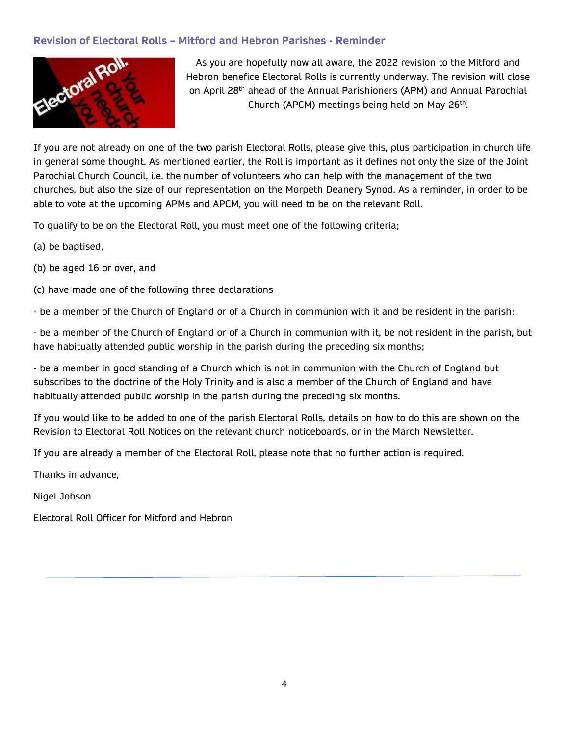### Revision of Electoral Rolls – Mitford and Hebron Parishes - Reminder

As you are hopefully now all aware, the 2022 revision to the Mitford and Hebron benefice Electoral Rolls is currently underway. The revision will close on April 28th ahead of the Annual Parishioners (APM) and Annual Parochial Church (APCM) meetings being held on May 26th.

If you are not already on one of the two parish Electoral Rolls, please give this, plus participation in church life in general some thought. As mentioned earlier, the Roll is important as it defines not only the size of the Joint Parochial Church Council, i.e. the number of volunteers who can help with the management of the two churches, but also the size of our representation on the Morpeth Deanery Synod. As a reminder, in order to be able to vote at the upcoming APMs and APCM, you will need to be on the relevant Roll.

To qualify to be on the Electoral Roll, you must meet one of the following criteria;

(a) be baptised,

(b) be aged 16 or over, and

(c) have made one of the following three declarations

- be a member of the Church of England or of a Church in communion with it and be resident in the parish;

- be a member of the Church of England or of a Church in communion with it, be not resident in the parish, but have habitually attended public worship in the parish during the preceding six months;

- be a member in good standing of a Church which is not in communion with the Church of England but subscribes to the doctrine of the Holy Trinity and is also a member of the Church of England and have habitually attended public worship in the parish during the preceding six months.

If you would like to be added to one of the parish Electoral Rolls, details on how to do this are shown on the Revision to Electoral Roll Notices on the relevant church noticeboards, or in the March Newsletter.

If you are already a member of the Electoral Roll, please note that no further action is required.

Thanks in advance,

Nigel Jobson

Electoral Roll Officer for Mitford and Hebron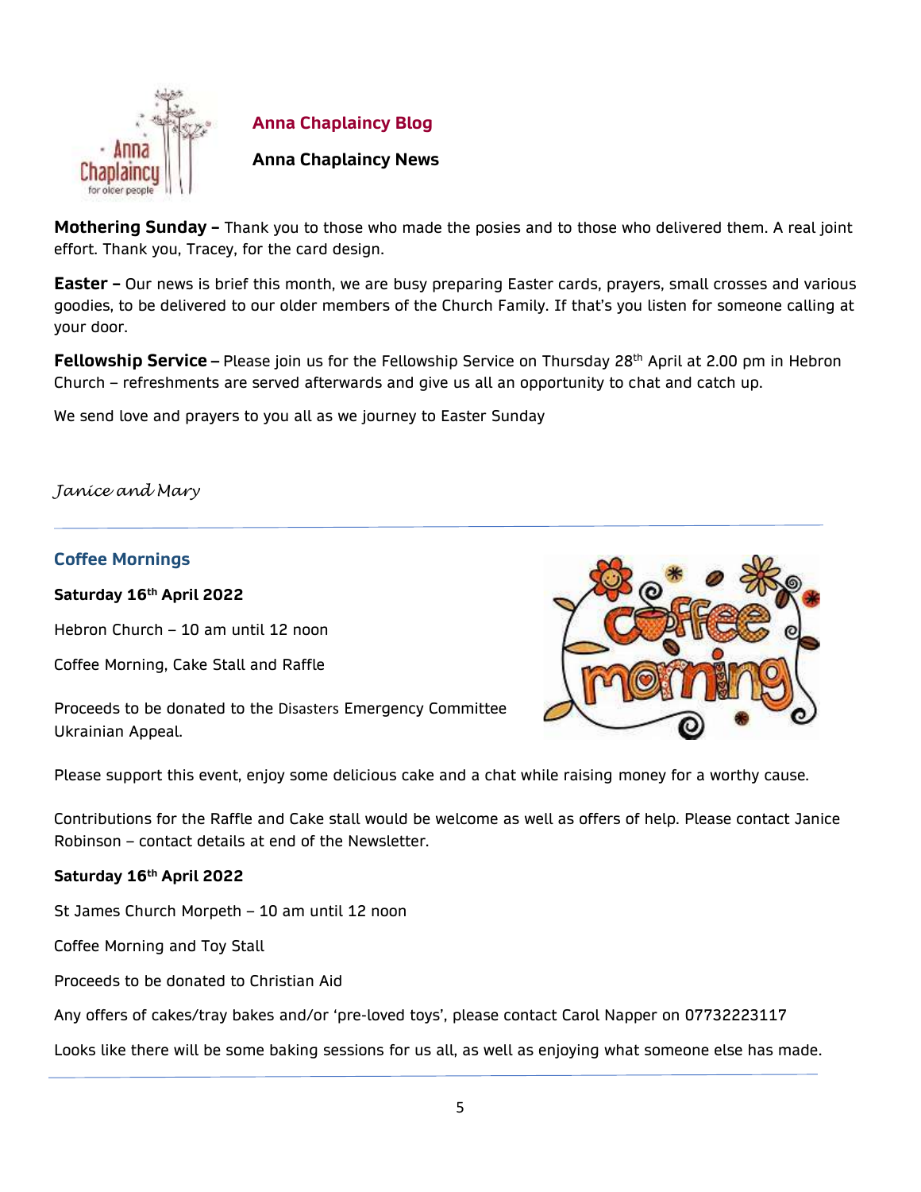## Anna Chaplaincy Blog

**Anna Chaplaincy News**

**Mothering Sunday –** Thank you to those who made the posies and to those who delivered them. A real joint effort. Thank you, Tracey, for the card design.

**Easter –** Our news is brief this month, we are busy preparing Easter cards, prayers, small crosses and various goodies, to be delivered to our older members of the Church Family. If that's you listen for someone calling at your door.

**Fellowship Service –** Please join us for the Fellowship Service on Thursday 28th April at 2.00 pm in Hebron Church – refreshments are served afterwards and give us all an opportunity to chat and catch up.

We send love and prayers to you all as we journey to Easter Sunday

*Janice and Mary*

---

## Coffee Mornings

**Saturday 16th April 2022**

Hebron Church – 10 am until 12 noon

Coffee Morning, Cake Stall and Raffle

Proceeds to be donated to the Disasters Emergency Committee Ukrainian Appeal.

Please support this event, enjoy some delicious cake and a chat while raising money for a worthy cause.

Contributions for the Raffle and Cake stall would be welcome as well as offers of help. Please contact Janice Robinson – contact details at end of the Newsletter.

**Saturday 16th April 2022**

St James Church Morpeth – 10 am until 12 noon

Coffee Morning and Toy Stall

Proceeds to be donated to Christian Aid

Any offers of cakes/tray bakes and/or 'pre-loved toys', please contact Carol Napper on 07732223117

Looks like there will be some baking sessions for us all, as well as enjoying what someone else has made.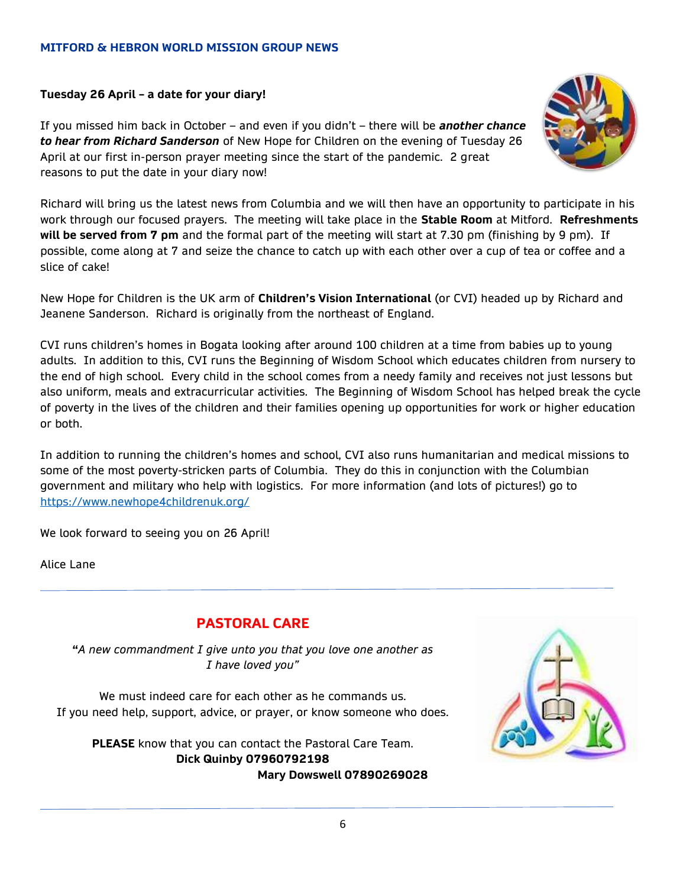## MITFORD & HEBRON WORLD MISSION GROUP NEWS

**Tuesday 26 April – a date for your diary!**

If you missed him back in October – and even if you didn't – there will be ***another chance to hear from Richard Sanderson*** of New Hope for Children on the evening of Tuesday 26 April at our first in-person prayer meeting since the start of the pandemic. 2 great reasons to put the date in your diary now!

Richard will bring us the latest news from Columbia and we will then have an opportunity to participate in his work through our focused prayers. The meeting will take place in the **Stable Room** at Mitford. **Refreshments will be served from 7 pm** and the formal part of the meeting will start at 7.30 pm (finishing by 9 pm). If possible, come along at 7 and seize the chance to catch up with each other over a cup of tea or coffee and a slice of cake!

New Hope for Children is the UK arm of **Children's Vision International** (or CVI) headed up by Richard and Jeanene Sanderson. Richard is originally from the northeast of England.

CVI runs children's homes in Bogata looking after around 100 children at a time from babies up to young adults. In addition to this, CVI runs the Beginning of Wisdom School which educates children from nursery to the end of high school. Every child in the school comes from a needy family and receives not just lessons but also uniform, meals and extracurricular activities. The Beginning of Wisdom School has helped break the cycle of poverty in the lives of the children and their families opening up opportunities for work or higher education or both.

In addition to running the children's homes and school, CVI also runs humanitarian and medical missions to some of the most poverty-stricken parts of Columbia. They do this in conjunction with the Columbian government and military who help with logistics. For more information (and lots of pictures!) go to https://www.newhope4childrenuk.org/

We look forward to seeing you on 26 April!

Alice Lane

---

## PASTORAL CARE

*"A new commandment I give unto you that you love one another as I have loved you"*

We must indeed care for each other as he commands us.
If you need help, support, advice, or prayer, or know someone who does.

**PLEASE** know that you can contact the Pastoral Care Team.
**Dick Quinby 07960792198**
**Mary Dowswell 07890269028**

---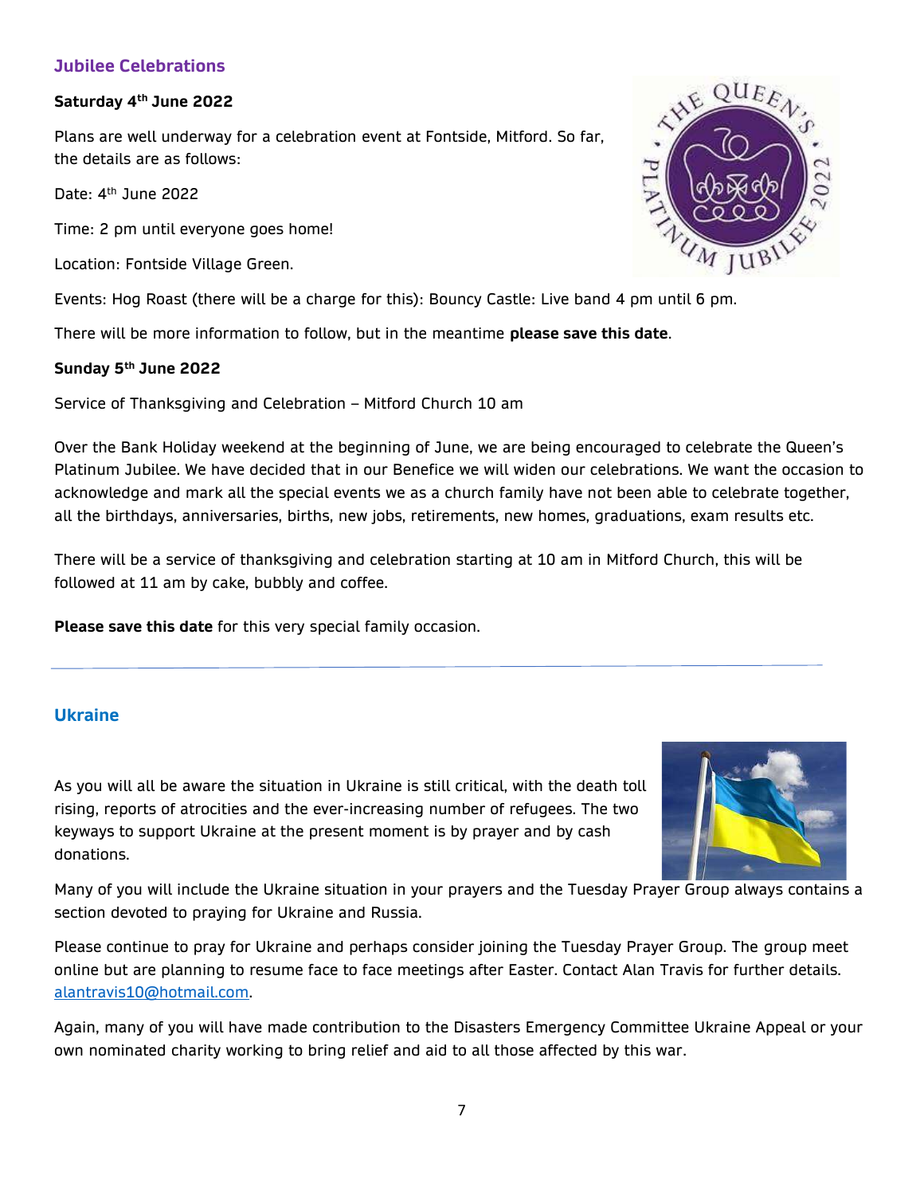## Jubilee Celebrations

**Saturday 4th June 2022**

Plans are well underway for a celebration event at Fontside, Mitford. So far, the details are as follows:

Date: 4th June 2022

Time: 2 pm until everyone goes home!

Location: Fontside Village Green.

Events: Hog Roast (there will be a charge for this): Bouncy Castle: Live band 4 pm until 6 pm.

There will be more information to follow, but in the meantime **please save this date**.

**Sunday 5th June 2022**

Service of Thanksgiving and Celebration – Mitford Church 10 am

Over the Bank Holiday weekend at the beginning of June, we are being encouraged to celebrate the Queen's Platinum Jubilee. We have decided that in our Benefice we will widen our celebrations. We want the occasion to acknowledge and mark all the special events we as a church family have not been able to celebrate together, all the birthdays, anniversaries, births, new jobs, retirements, new homes, graduations, exam results etc.

There will be a service of thanksgiving and celebration starting at 10 am in Mitford Church, this will be followed at 11 am by cake, bubbly and coffee.

**Please save this date** for this very special family occasion.

---

## Ukraine

As you will all be aware the situation in Ukraine is still critical, with the death toll rising, reports of atrocities and the ever-increasing number of refugees. The two keyways to support Ukraine at the present moment is by prayer and by cash donations.

Many of you will include the Ukraine situation in your prayers and the Tuesday Prayer Group always contains a section devoted to praying for Ukraine and Russia.

Please continue to pray for Ukraine and perhaps consider joining the Tuesday Prayer Group. The group meet online but are planning to resume face to face meetings after Easter. Contact Alan Travis for further details. alantravis10@hotmail.com.

Again, many of you will have made contribution to the Disasters Emergency Committee Ukraine Appeal or your own nominated charity working to bring relief and aid to all those affected by this war.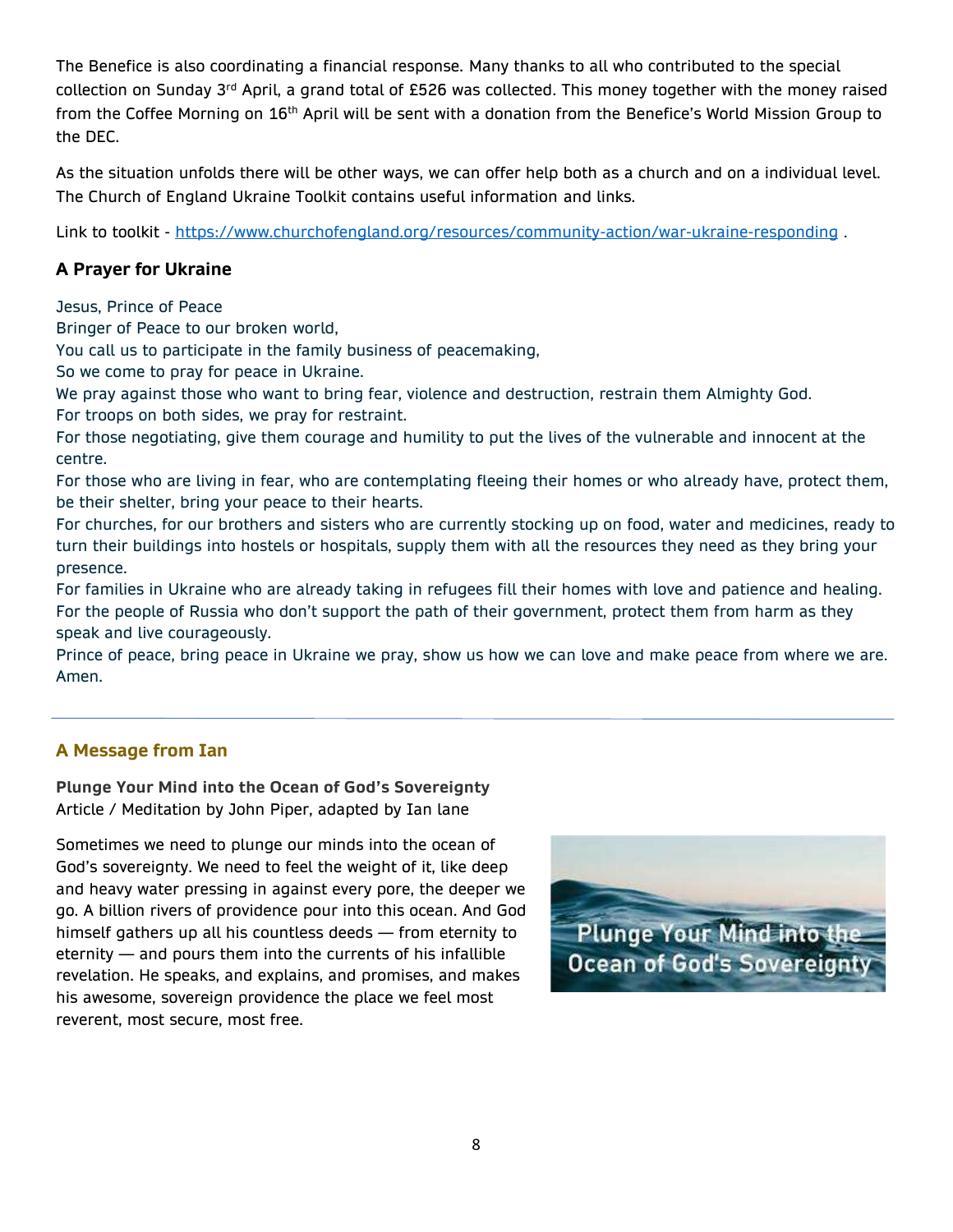The Benefice is also coordinating a financial response. Many thanks to all who contributed to the special collection on Sunday 3rd April, a grand total of £526 was collected. This money together with the money raised from the Coffee Morning on 16th April will be sent with a donation from the Benefice's World Mission Group to the DEC.

As the situation unfolds there will be other ways, we can offer help both as a church and on a individual level. The Church of England Ukraine Toolkit contains useful information and links.

Link to toolkit - https://www.churchofengland.org/resources/community-action/war-ukraine-responding .

## A Prayer for Ukraine

Jesus, Prince of Peace
Bringer of Peace to our broken world,
You call us to participate in the family business of peacemaking,
So we come to pray for peace in Ukraine.
We pray against those who want to bring fear, violence and destruction, restrain them Almighty God.
For troops on both sides, we pray for restraint.
For those negotiating, give them courage and humility to put the lives of the vulnerable and innocent at the centre.
For those who are living in fear, who are contemplating fleeing their homes or who already have, protect them, be their shelter, bring your peace to their hearts.
For churches, for our brothers and sisters who are currently stocking up on food, water and medicines, ready to turn their buildings into hostels or hospitals, supply them with all the resources they need as they bring your presence.
For families in Ukraine who are already taking in refugees fill their homes with love and patience and healing.
For the people of Russia who don't support the path of their government, protect them from harm as they speak and live courageously.
Prince of peace, bring peace in Ukraine we pray, show us how we can love and make peace from where we are.
Amen.

---

## A Message from Ian

**Plunge Your Mind into the Ocean of God's Sovereignty**
Article / Meditation by John Piper, adapted by Ian lane

Sometimes we need to plunge our minds into the ocean of God's sovereignty. We need to feel the weight of it, like deep and heavy water pressing in against every pore, the deeper we go. A billion rivers of providence pour into this ocean. And God himself gathers up all his countless deeds — from eternity to eternity — and pours them into the currents of his infallible revelation. He speaks, and explains, and promises, and makes his awesome, sovereign providence the place we feel most reverent, most secure, most free.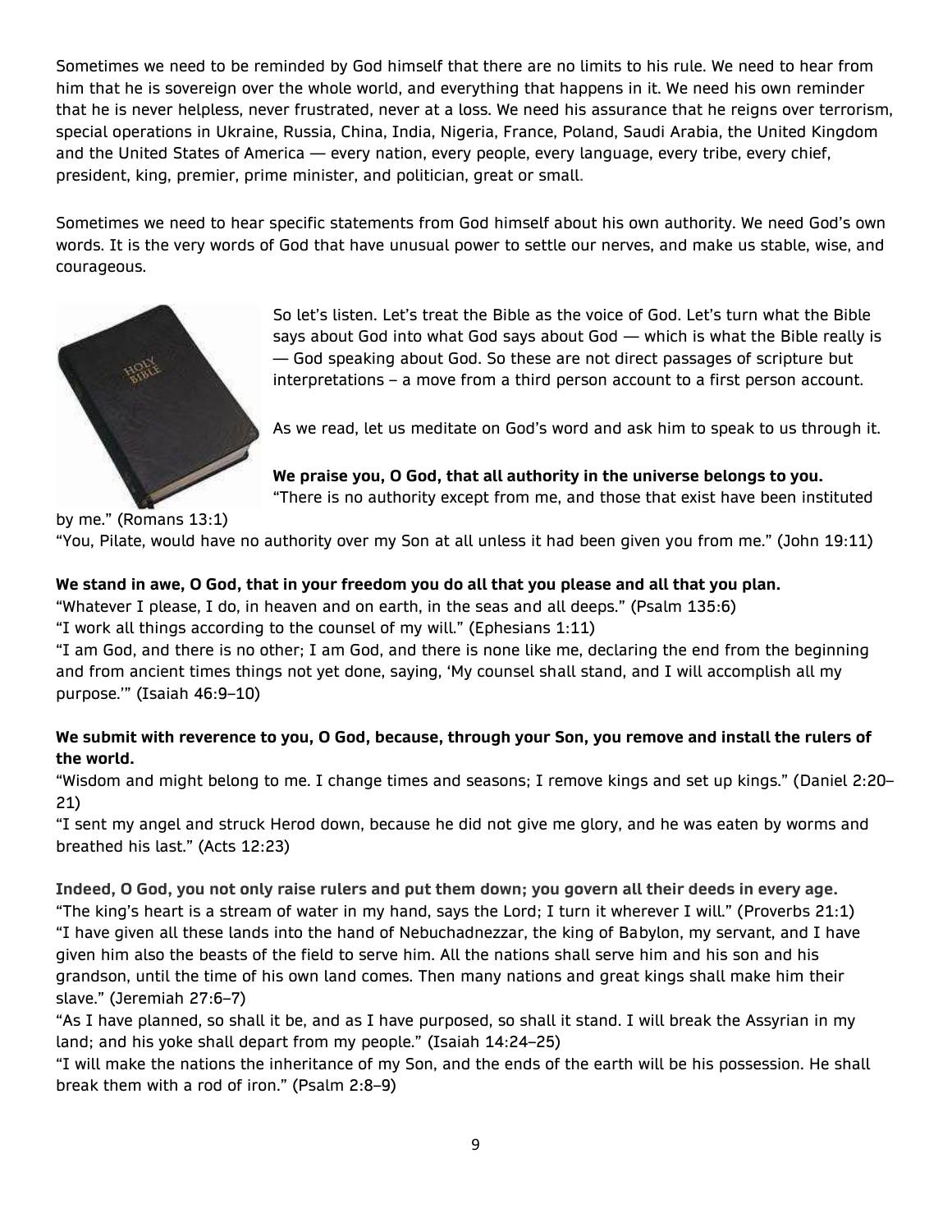Sometimes we need to be reminded by God himself that there are no limits to his rule. We need to hear from him that he is sovereign over the whole world, and everything that happens in it. We need his own reminder that he is never helpless, never frustrated, never at a loss. We need his assurance that he reigns over terrorism, special operations in Ukraine, Russia, China, India, Nigeria, France, Poland, Saudi Arabia, the United Kingdom and the United States of America — every nation, every people, every language, every tribe, every chief, president, king, premier, prime minister, and politician, great or small.

Sometimes we need to hear specific statements from God himself about his own authority. We need God's own words. It is the very words of God that have unusual power to settle our nerves, and make us stable, wise, and courageous.

So let's listen. Let's treat the Bible as the voice of God. Let's turn what the Bible says about God into what God says about God — which is what the Bible really is — God speaking about God. So these are not direct passages of scripture but interpretations – a move from a third person account to a first person account.

As we read, let us meditate on God's word and ask him to speak to us through it.

**We praise you, O God, that all authority in the universe belongs to you.**
"There is no authority except from me, and those that exist have been instituted by me." (Romans 13:1)
"You, Pilate, would have no authority over my Son at all unless it had been given you from me." (John 19:11)

**We stand in awe, O God, that in your freedom you do all that you please and all that you plan.**
"Whatever I please, I do, in heaven and on earth, in the seas and all deeps." (Psalm 135:6)
"I work all things according to the counsel of my will." (Ephesians 1:11)
"I am God, and there is no other; I am God, and there is none like me, declaring the end from the beginning and from ancient times things not yet done, saying, 'My counsel shall stand, and I will accomplish all my purpose.'" (Isaiah 46:9–10)

**We submit with reverence to you, O God, because, through your Son, you remove and install the rulers of the world.**
"Wisdom and might belong to me. I change times and seasons; I remove kings and set up kings." (Daniel 2:20–21)
"I sent my angel and struck Herod down, because he did not give me glory, and he was eaten by worms and breathed his last." (Acts 12:23)

**Indeed, O God, you not only raise rulers and put them down; you govern all their deeds in every age.**
"The king's heart is a stream of water in my hand, says the Lord; I turn it wherever I will." (Proverbs 21:1)
"I have given all these lands into the hand of Nebuchadnezzar, the king of Babylon, my servant, and I have given him also the beasts of the field to serve him. All the nations shall serve him and his son and his grandson, until the time of his own land comes. Then many nations and great kings shall make him their slave." (Jeremiah 27:6–7)
"As I have planned, so shall it be, and as I have purposed, so shall it stand. I will break the Assyrian in my land; and his yoke shall depart from my people." (Isaiah 14:24–25)
"I will make the nations the inheritance of my Son, and the ends of the earth will be his possession. He shall break them with a rod of iron." (Psalm 2:8–9)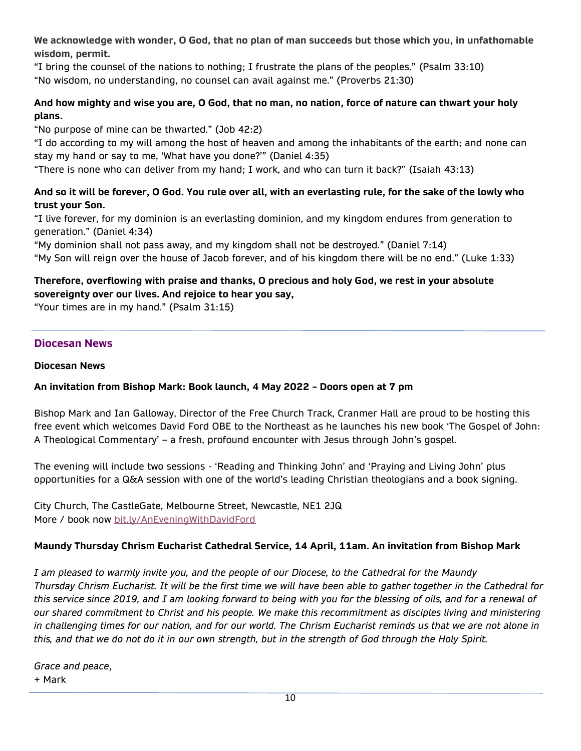**We acknowledge with wonder, O God, that no plan of man succeeds but those which you, in unfathomable wisdom, permit.**

"I bring the counsel of the nations to nothing; I frustrate the plans of the peoples." (Psalm 33:10)
"No wisdom, no understanding, no counsel can avail against me." (Proverbs 21:30)

**And how mighty and wise you are, O God, that no man, no nation, force of nature can thwart your holy plans.**

"No purpose of mine can be thwarted." (Job 42:2)
"I do according to my will among the host of heaven and among the inhabitants of the earth; and none can stay my hand or say to me, 'What have you done?'" (Daniel 4:35)
"There is none who can deliver from my hand; I work, and who can turn it back?" (Isaiah 43:13)

**And so it will be forever, O God. You rule over all, with an everlasting rule, for the sake of the lowly who trust your Son.**

"I live forever, for my dominion is an everlasting dominion, and my kingdom endures from generation to generation." (Daniel 4:34)
"My dominion shall not pass away, and my kingdom shall not be destroyed." (Daniel 7:14)
"My Son will reign over the house of Jacob forever, and of his kingdom there will be no end." (Luke 1:33)

**Therefore, overflowing with praise and thanks, O precious and holy God, we rest in your absolute sovereignty over our lives. And rejoice to hear you say,**

"Your times are in my hand." (Psalm 31:15)

---

## Diocesan News

**Diocesan News**

**An invitation from Bishop Mark: Book launch, 4 May 2022 – Doors open at 7 pm**

Bishop Mark and Ian Galloway, Director of the Free Church Track, Cranmer Hall are proud to be hosting this free event which welcomes David Ford OBE to the Northeast as he launches his new book 'The Gospel of John: A Theological Commentary' – a fresh, profound encounter with Jesus through John's gospel.

The evening will include two sessions - 'Reading and Thinking John' and 'Praying and Living John' plus opportunities for a Q&A session with one of the world's leading Christian theologians and a book signing.

City Church, The CastleGate, Melbourne Street, Newcastle, NE1 2JQ
More / book now bit.ly/AnEveningWithDavidFord

**Maundy Thursday Chrism Eucharist Cathedral Service, 14 April, 11am. An invitation from Bishop Mark**

*I am pleased to warmly invite you, and the people of our Diocese, to the Cathedral for the Maundy Thursday Chrism Eucharist. It will be the first time we will have been able to gather together in the Cathedral for this service since 2019, and I am looking forward to being with you for the blessing of oils, and for a renewal of our shared commitment to Christ and his people. We make this recommitment as disciples living and ministering in challenging times for our nation, and for our world. The Chrism Eucharist reminds us that we are not alone in this, and that we do not do it in our own strength, but in the strength of God through the Holy Spirit.*

*Grace and peace,*
+ Mark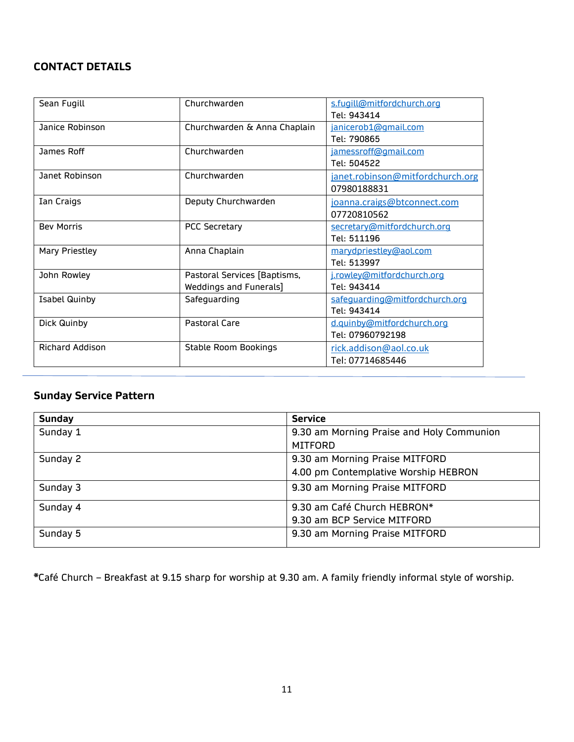## CONTACT DETAILS

| | | |
|---|---|---|
| Sean Fugill | Churchwarden | s.fugill@mitfordchurch.org<br>Tel: 943414 |
| Janice Robinson | Churchwarden & Anna Chaplain | janicerob1@gmail.com<br>Tel: 790865 |
| James Roff | Churchwarden | jamessroff@gmail.com<br>Tel: 504522 |
| Janet Robinson | Churchwarden | janet.robinson@mitfordchurch.org<br>07980188831 |
| Ian Craigs | Deputy Churchwarden | joanna.craigs@btconnect.com<br>07720810562 |
| Bev Morris | PCC Secretary | secretary@mitfordchurch.org<br>Tel: 511196 |
| Mary Priestley | Anna Chaplain | marydpriestley@aol.com<br>Tel: 513997 |
| John Rowley | Pastoral Services [Baptisms, Weddings and Funerals] | j.rowley@mitfordchurch.org<br>Tel: 943414 |
| Isabel Quinby | Safeguarding | safeguarding@mitfordchurch.org<br>Tel: 943414 |
| Dick Quinby | Pastoral Care | d.quinby@mitfordchurch.org<br>Tel: 07960792198 |
| Richard Addison | Stable Room Bookings | rick.addison@aol.co.uk<br>Tel: 07714685446 |

## Sunday Service Pattern

| Sunday | Service |
|---|---|
| Sunday 1 | 9.30 am Morning Praise and Holy Communion MITFORD |
| Sunday 2 | 9.30 am Morning Praise MITFORD<br>4.00 pm Contemplative Worship HEBRON |
| Sunday 3 | 9.30 am Morning Praise MITFORD |
| Sunday 4 | 9.30 am Café Church HEBRON*<br>9.30 am BCP Service MITFORD |
| Sunday 5 | 9.30 am Morning Praise MITFORD |

*Café Church – Breakfast at 9.15 sharp for worship at 9.30 am. A family friendly informal style of worship.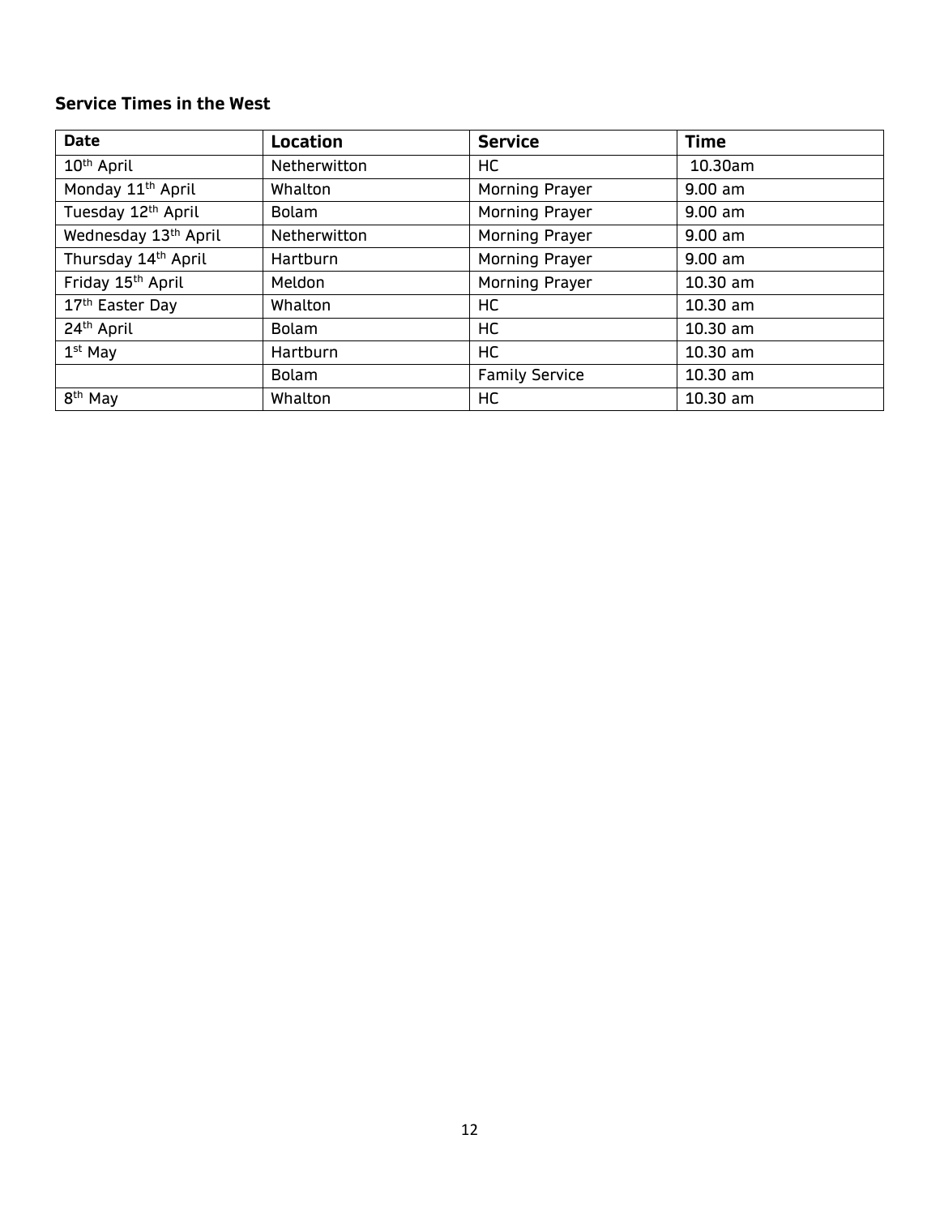**Service Times in the West**

| Date | Location | Service | Time |
| --- | --- | --- | --- |
| 10th April | Netherwitton | HC | 10.30am |
| Monday 11th April | Whalton | Morning Prayer | 9.00 am |
| Tuesday 12th April | Bolam | Morning Prayer | 9.00 am |
| Wednesday 13th April | Netherwitton | Morning Prayer | 9.00 am |
| Thursday 14th April | Hartburn | Morning Prayer | 9.00 am |
| Friday 15th April | Meldon | Morning Prayer | 10.30 am |
| 17th Easter Day | Whalton | HC | 10.30 am |
| 24th April | Bolam | HC | 10.30 am |
| 1st May | Hartburn | HC | 10.30 am |
| | Bolam | Family Service | 10.30 am |
| 8th May | Whalton | HC | 10.30 am |